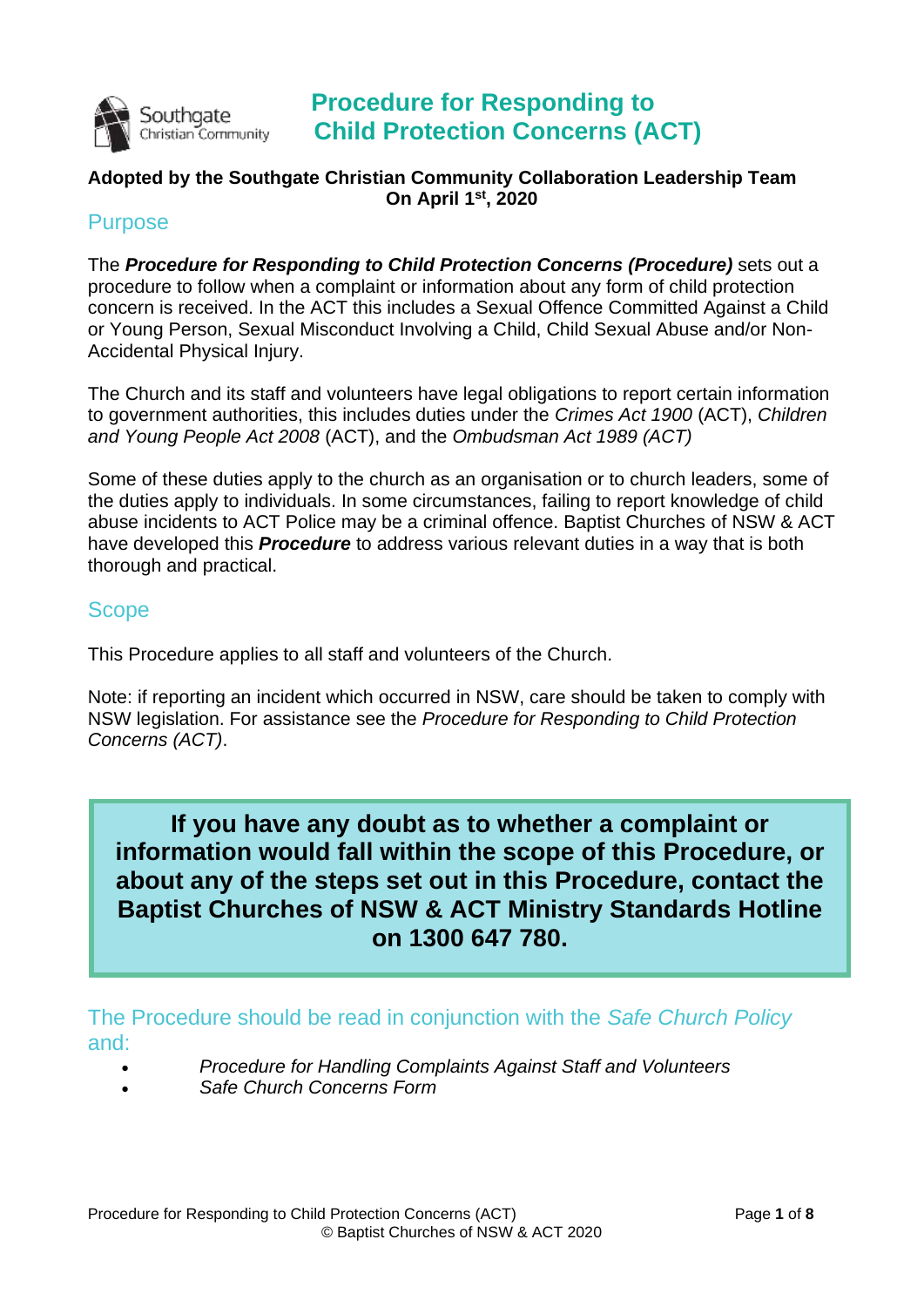# Procedure for Responding to Child Protection Concerns (ACT)

Southgate Christian Community

**Adopted by the Southgate Christian Community Collaboration Leadership Team On April 1st, 2020**

## Purpose

The ***Procedure for Responding to Child Protection Concerns (Procedure)*** sets out a procedure to follow when a complaint or information about any form of child protection concern is received. In the ACT this includes a Sexual Offence Committed Against a Child or Young Person, Sexual Misconduct Involving a Child, Child Sexual Abuse and/or Non-Accidental Physical Injury.

The Church and its staff and volunteers have legal obligations to report certain information to government authorities, this includes duties under the *Crimes Act 1900* (ACT), *Children and Young People Act 2008* (ACT), and the *Ombudsman Act 1989 (ACT)*

Some of these duties apply to the church as an organisation or to church leaders, some of the duties apply to individuals. In some circumstances, failing to report knowledge of child abuse incidents to ACT Police may be a criminal offence. Baptist Churches of NSW & ACT have developed this ***Procedure*** to address various relevant duties in a way that is both thorough and practical.

## Scope

This Procedure applies to all staff and volunteers of the Church.

Note: if reporting an incident which occurred in NSW, care should be taken to comply with NSW legislation. For assistance see the *Procedure for Responding to Child Protection Concerns (ACT)*.

**If you have any doubt as to whether a complaint or information would fall within the scope of this Procedure, or about any of the steps set out in this Procedure, contact the Baptist Churches of NSW & ACT Ministry Standards Hotline on 1300 647 780.**

## The Procedure should be read in conjunction with the *Safe Church Policy* and:

- *Procedure for Handling Complaints Against Staff and Volunteers*
- *Safe Church Concerns Form*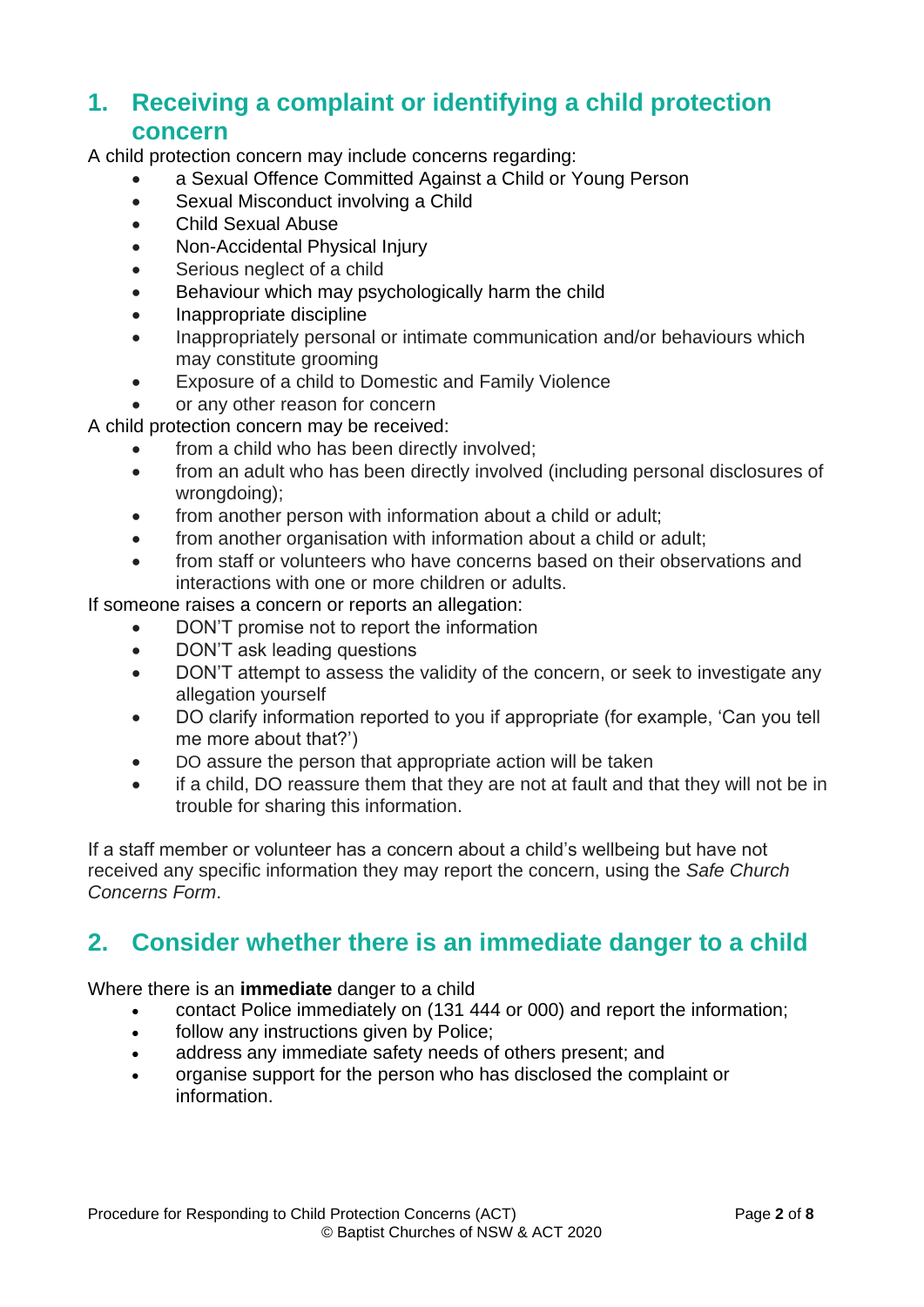## 1. Receiving a complaint or identifying a child protection concern

A child protection concern may include concerns regarding:

- a Sexual Offence Committed Against a Child or Young Person
- Sexual Misconduct involving a Child
- Child Sexual Abuse
- Non-Accidental Physical Injury
- Serious neglect of a child
- Behaviour which may psychologically harm the child
- Inappropriate discipline
- Inappropriately personal or intimate communication and/or behaviours which may constitute grooming
- Exposure of a child to Domestic and Family Violence
- or any other reason for concern

A child protection concern may be received:

- from a child who has been directly involved;
- from an adult who has been directly involved (including personal disclosures of wrongdoing);
- from another person with information about a child or adult;
- from another organisation with information about a child or adult;
- from staff or volunteers who have concerns based on their observations and interactions with one or more children or adults.

If someone raises a concern or reports an allegation:

- DON'T promise not to report the information
- DON'T ask leading questions
- DON'T attempt to assess the validity of the concern, or seek to investigate any allegation yourself
- DO clarify information reported to you if appropriate (for example, 'Can you tell me more about that?')
- DO assure the person that appropriate action will be taken
- if a child, DO reassure them that they are not at fault and that they will not be in trouble for sharing this information.

If a staff member or volunteer has a concern about a child's wellbeing but have not received any specific information they may report the concern, using the *Safe Church Concerns Form*.

## 2. Consider whether there is an immediate danger to a child

Where there is an **immediate** danger to a child

- contact Police immediately on (131 444 or 000) and report the information;
- follow any instructions given by Police;
- address any immediate safety needs of others present; and
- organise support for the person who has disclosed the complaint or information.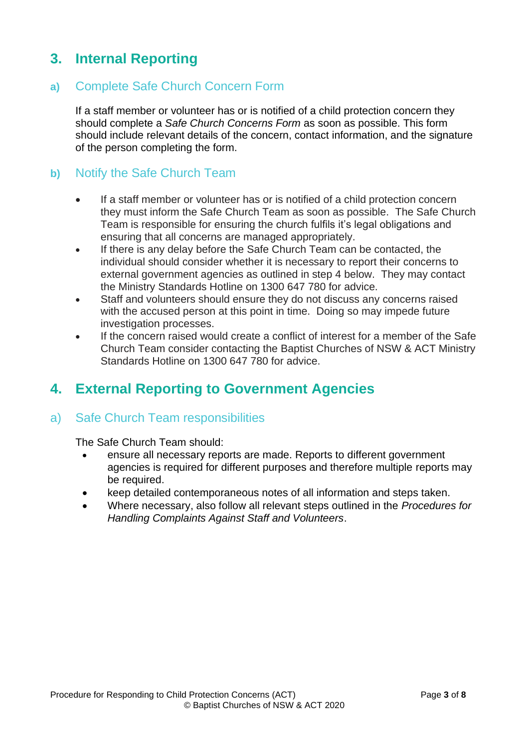## 3. Internal Reporting

### a) Complete Safe Church Concern Form

If a staff member or volunteer has or is notified of a child protection concern they should complete a *Safe Church Concerns Form* as soon as possible. This form should include relevant details of the concern, contact information, and the signature of the person completing the form.

### b) Notify the Safe Church Team

- If a staff member or volunteer has or is notified of a child protection concern they must inform the Safe Church Team as soon as possible. The Safe Church Team is responsible for ensuring the church fulfils it's legal obligations and ensuring that all concerns are managed appropriately.
- If there is any delay before the Safe Church Team can be contacted, the individual should consider whether it is necessary to report their concerns to external government agencies as outlined in step 4 below. They may contact the Ministry Standards Hotline on 1300 647 780 for advice.
- Staff and volunteers should ensure they do not discuss any concerns raised with the accused person at this point in time. Doing so may impede future investigation processes.
- If the concern raised would create a conflict of interest for a member of the Safe Church Team consider contacting the Baptist Churches of NSW & ACT Ministry Standards Hotline on 1300 647 780 for advice.

## 4. External Reporting to Government Agencies

### a) Safe Church Team responsibilities

The Safe Church Team should:

- ensure all necessary reports are made. Reports to different government agencies is required for different purposes and therefore multiple reports may be required.
- keep detailed contemporaneous notes of all information and steps taken.
- Where necessary, also follow all relevant steps outlined in the *Procedures for Handling Complaints Against Staff and Volunteers*.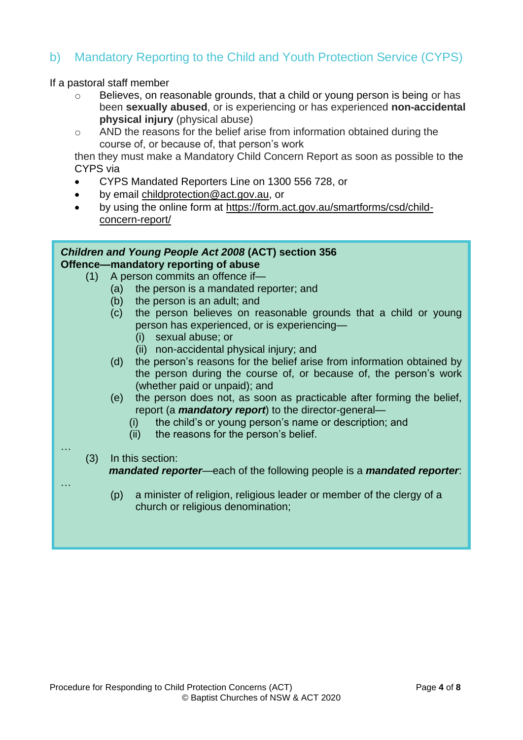## b) Mandatory Reporting to the Child and Youth Protection Service (CYPS)

If a pastoral staff member

- Believes, on reasonable grounds, that a child or young person is being or has been **sexually abused**, or is experiencing or has experienced **non-accidental physical injury** (physical abuse)
- AND the reasons for the belief arise from information obtained during the course of, or because of, that person's work

then they must make a Mandatory Child Concern Report as soon as possible to the CYPS via

- CYPS Mandated Reporters Line on 1300 556 728, or
- by email childprotection@act.gov.au, or
- by using the online form at https://form.act.gov.au/smartforms/csd/child-concern-report/

> ***Children and Young People Act 2008*** **(ACT) section 356**
> **Offence—mandatory reporting of abuse**
>
> (1) A person commits an offence if—
>
> (a) the person is a mandated reporter; and
>
> (b) the person is an adult; and
>
> (c) the person believes on reasonable grounds that a child or young person has experienced, or is experiencing—
>
> (i) sexual abuse; or
>
> (ii) non-accidental physical injury; and
>
> (d) the person's reasons for the belief arise from information obtained by the person during the course of, or because of, the person's work (whether paid or unpaid); and
>
> (e) the person does not, as soon as practicable after forming the belief, report (a ***mandatory report***) to the director-general—
>
> (i) the child's or young person's name or description; and
>
> (ii) the reasons for the person's belief.
>
> …
>
> (3) In this section:
>
> ***mandated reporter***—each of the following people is a ***mandated reporter***:
>
> …
>
> (p) a minister of religion, religious leader or member of the clergy of a church or religious denomination;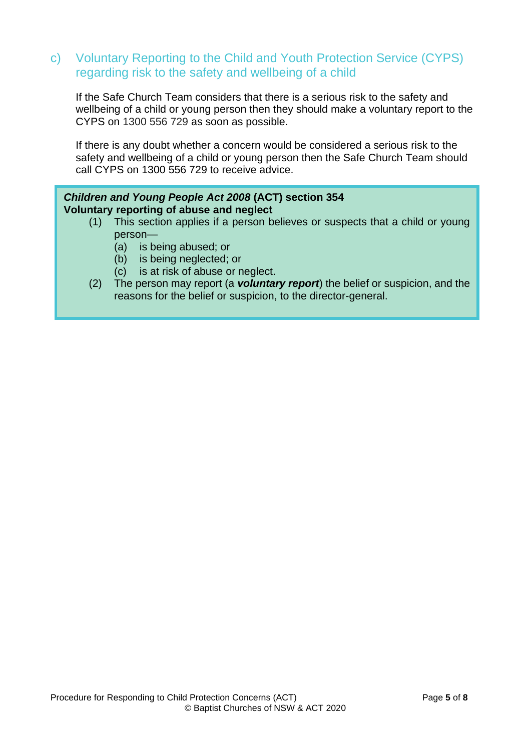### c) Voluntary Reporting to the Child and Youth Protection Service (CYPS) regarding risk to the safety and wellbeing of a child

If the Safe Church Team considers that there is a serious risk to the safety and wellbeing of a child or young person then they should make a voluntary report to the CYPS on 1300 556 729 as soon as possible.

If there is any doubt whether a concern would be considered a serious risk to the safety and wellbeing of a child or young person then the Safe Church Team should call CYPS on 1300 556 729 to receive advice.

> ***Children and Young People Act 2008*** **(ACT) section 354**
> **Voluntary reporting of abuse and neglect**
>
> (1) This section applies if a person believes or suspects that a child or young person—
>
> (a) is being abused; or
>
> (b) is being neglected; or
>
> (c) is at risk of abuse or neglect.
>
> (2) The person may report (a ***voluntary report***) the belief or suspicion, and the reasons for the belief or suspicion, to the director-general.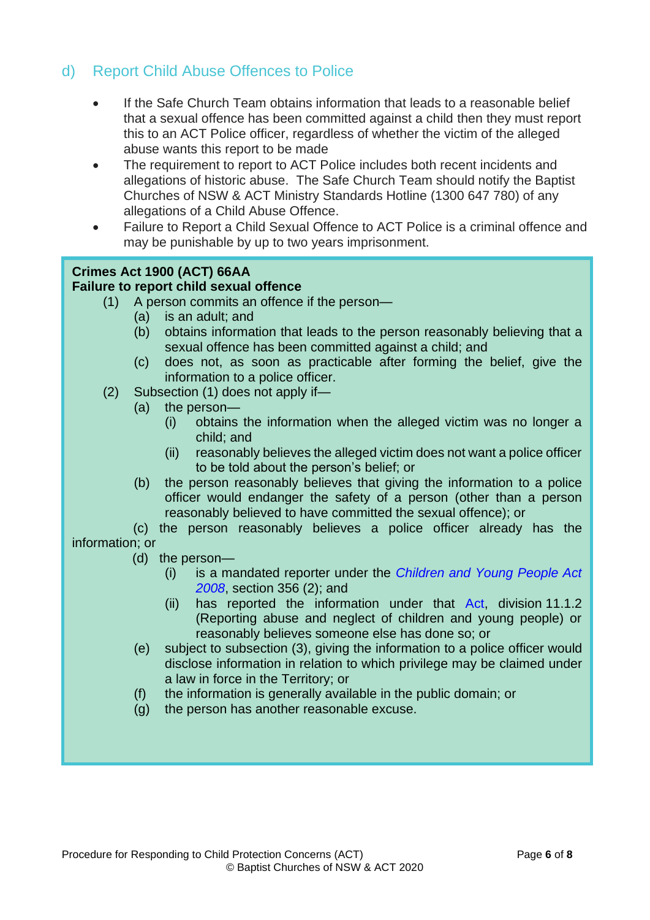## d) Report Child Abuse Offences to Police

- If the Safe Church Team obtains information that leads to a reasonable belief that a sexual offence has been committed against a child then they must report this to an ACT Police officer, regardless of whether the victim of the alleged abuse wants this report to be made
- The requirement to report to ACT Police includes both recent incidents and allegations of historic abuse. The Safe Church Team should notify the Baptist Churches of NSW & ACT Ministry Standards Hotline (1300 647 780) of any allegations of a Child Abuse Offence.
- Failure to Report a Child Sexual Offence to ACT Police is a criminal offence and may be punishable by up to two years imprisonment.

**Crimes Act 1900 (ACT) 66AA**
**Failure to report child sexual offence**

(1) A person commits an offence if the person—
   - (a) is an adult; and
   - (b) obtains information that leads to the person reasonably believing that a sexual offence has been committed against a child; and
   - (c) does not, as soon as practicable after forming the belief, give the information to a police officer.

(2) Subsection (1) does not apply if—
   - (a) the person—
     - (i) obtains the information when the alleged victim was no longer a child; and
     - (ii) reasonably believes the alleged victim does not want a police officer to be told about the person's belief; or
   - (b) the person reasonably believes that giving the information to a police officer would endanger the safety of a person (other than a person reasonably believed to have committed the sexual offence); or
   - (c) the person reasonably believes a police officer already has the information; or
   - (d) the person—
     - (i) is a mandated reporter under the *Children and Young People Act 2008*, section 356 (2); and
     - (ii) has reported the information under that Act, division 11.1.2 (Reporting abuse and neglect of children and young people) or reasonably believes someone else has done so; or
   - (e) subject to subsection (3), giving the information to a police officer would disclose information in relation to which privilege may be claimed under a law in force in the Territory; or
   - (f) the information is generally available in the public domain; or
   - (g) the person has another reasonable excuse.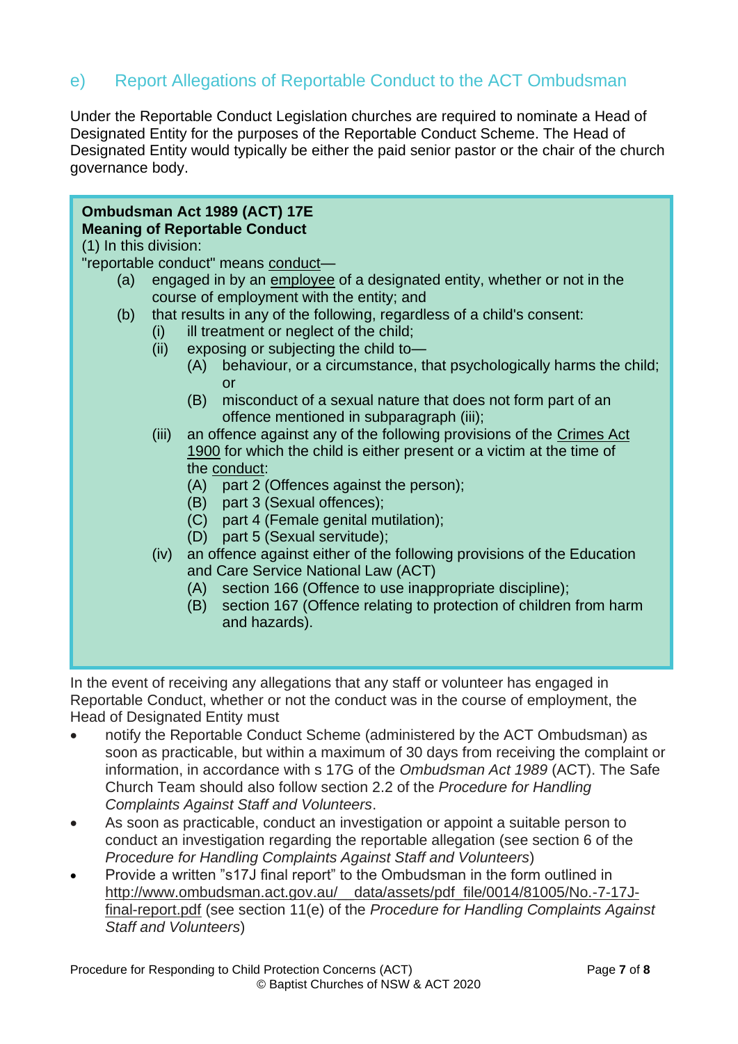## e) Report Allegations of Reportable Conduct to the ACT Ombudsman

Under the Reportable Conduct Legislation churches are required to nominate a Head of Designated Entity for the purposes of the Reportable Conduct Scheme. The Head of Designated Entity would typically be either the paid senior pastor or the chair of the church governance body.

> **Ombudsman Act 1989 (ACT) 17E**
> **Meaning of Reportable Conduct**
>
> (1) In this division:
>
> "reportable conduct" means conduct—
>
> (a) engaged in by an employee of a designated entity, whether or not in the course of employment with the entity; and
>
> (b) that results in any of the following, regardless of a child's consent:
>
> (i) ill treatment or neglect of the child;
>
> (ii) exposing or subjecting the child to—
>
> (A) behaviour, or a circumstance, that psychologically harms the child; or
>
> (B) misconduct of a sexual nature that does not form part of an offence mentioned in subparagraph (iii);
>
> (iii) an offence against any of the following provisions of the Crimes Act 1900 for which the child is either present or a victim at the time of the conduct:
>
> (A) part 2 (Offences against the person);
>
> (B) part 3 (Sexual offences);
>
> (C) part 4 (Female genital mutilation);
>
> (D) part 5 (Sexual servitude);
>
> (iv) an offence against either of the following provisions of the Education and Care Service National Law (ACT)
>
> (A) section 166 (Offence to use inappropriate discipline);
>
> (B) section 167 (Offence relating to protection of children from harm and hazards).

In the event of receiving any allegations that any staff or volunteer has engaged in Reportable Conduct, whether or not the conduct was in the course of employment, the Head of Designated Entity must

- notify the Reportable Conduct Scheme (administered by the ACT Ombudsman) as soon as practicable, but within a maximum of 30 days from receiving the complaint or information, in accordance with s 17G of the *Ombudsman Act 1989* (ACT). The Safe Church Team should also follow section 2.2 of the *Procedure for Handling Complaints Against Staff and Volunteers*.
- As soon as practicable, conduct an investigation or appoint a suitable person to conduct an investigation regarding the reportable allegation (see section 6 of the *Procedure for Handling Complaints Against Staff and Volunteers*)
- Provide a written "s17J final report" to the Ombudsman in the form outlined in http://www.ombudsman.act.gov.au/__data/assets/pdf_file/0014/81005/No.-7-17J-final-report.pdf (see section 11(e) of the *Procedure for Handling Complaints Against Staff and Volunteers*)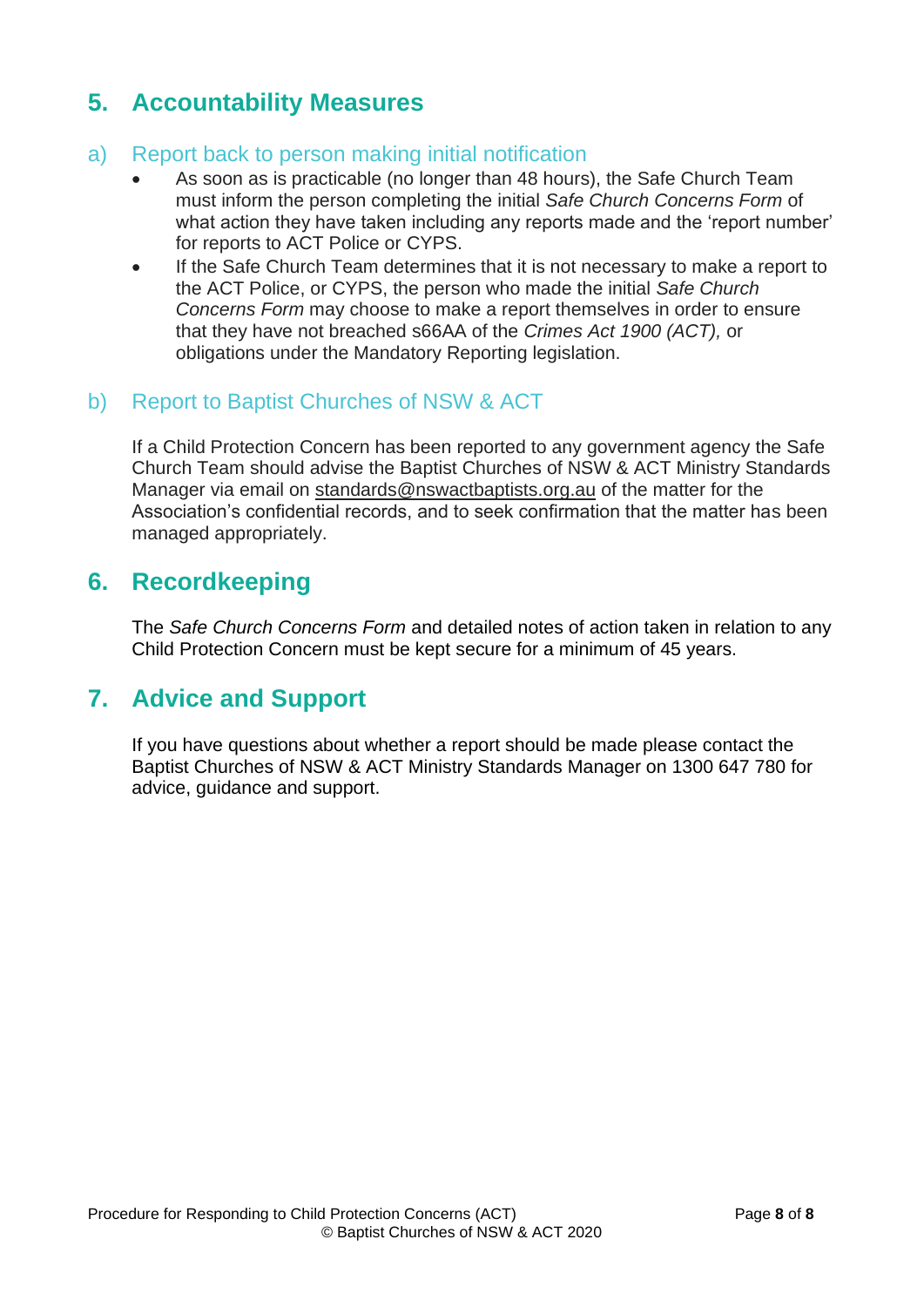## 5. Accountability Measures

### a) Report back to person making initial notification

- As soon as is practicable (no longer than 48 hours), the Safe Church Team must inform the person completing the initial *Safe Church Concerns Form* of what action they have taken including any reports made and the 'report number' for reports to ACT Police or CYPS.
- If the Safe Church Team determines that it is not necessary to make a report to the ACT Police, or CYPS, the person who made the initial *Safe Church Concerns Form* may choose to make a report themselves in order to ensure that they have not breached s66AA of the *Crimes Act 1900 (ACT),* or obligations under the Mandatory Reporting legislation.

### b) Report to Baptist Churches of NSW & ACT

If a Child Protection Concern has been reported to any government agency the Safe Church Team should advise the Baptist Churches of NSW & ACT Ministry Standards Manager via email on standards@nswactbaptists.org.au of the matter for the Association's confidential records, and to seek confirmation that the matter has been managed appropriately.

## 6. Recordkeeping

The *Safe Church Concerns Form* and detailed notes of action taken in relation to any Child Protection Concern must be kept secure for a minimum of 45 years.

## 7. Advice and Support

If you have questions about whether a report should be made please contact the Baptist Churches of NSW & ACT Ministry Standards Manager on 1300 647 780 for advice, guidance and support.